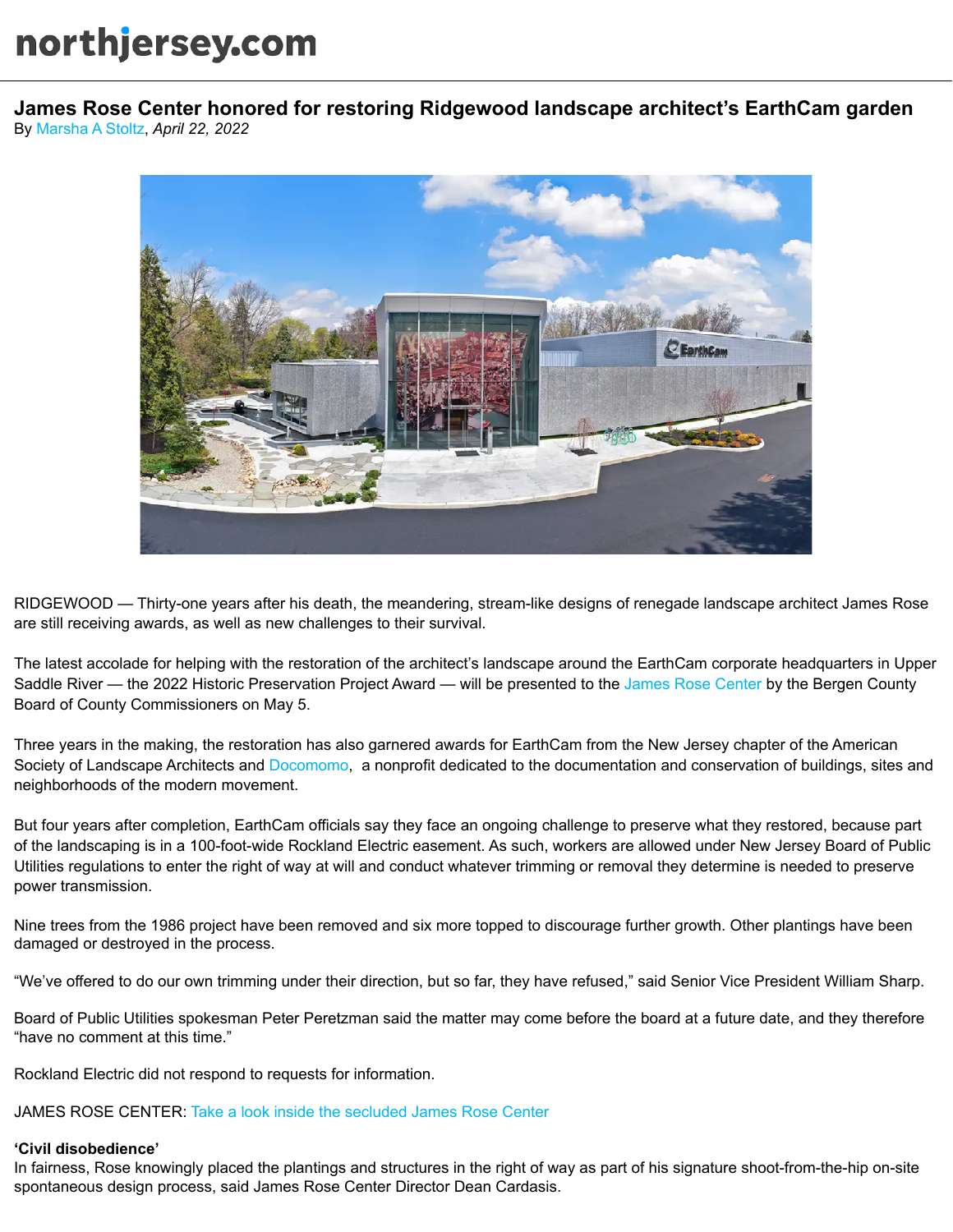northjersey.com

# James Rose Center honored for restoring Ridgewood landscape architect's EarthCam garden

By Marsha A Stoltz, *April 22, 2022*

RIDGEWOOD — Thirty-one years after his death, the meandering, stream-like designs of renegade landscape architect James Rose are still receiving awards, as well as new challenges to their survival.

The latest accolade for helping with the restoration of the architect's landscape around the EarthCam corporate headquarters in Upper Saddle River — the 2022 Historic Preservation Project Award — will be presented to the James Rose Center by the Bergen County Board of County Commissioners on May 5.

Three years in the making, the restoration has also garnered awards for EarthCam from the New Jersey chapter of the American Society of Landscape Architects and Docomomo, a nonprofit dedicated to the documentation and conservation of buildings, sites and neighborhoods of the modern movement.

But four years after completion, EarthCam officials say they face an ongoing challenge to preserve what they restored, because part of the landscaping is in a 100-foot-wide Rockland Electric easement. As such, workers are allowed under New Jersey Board of Public Utilities regulations to enter the right of way at will and conduct whatever trimming or removal they determine is needed to preserve power transmission.

Nine trees from the 1986 project have been removed and six more topped to discourage further growth. Other plantings have been damaged or destroyed in the process.

"We've offered to do our own trimming under their direction, but so far, they have refused," said Senior Vice President William Sharp.

Board of Public Utilities spokesman Peter Peretzman said the matter may come before the board at a future date, and they therefore "have no comment at this time."

Rockland Electric did not respond to requests for information.

JAMES ROSE CENTER: Take a look inside the secluded James Rose Center

**'Civil disobedience'**

In fairness, Rose knowingly placed the plantings and structures in the right of way as part of his signature shoot-from-the-hip on-site spontaneous design process, said James Rose Center Director Dean Cardasis.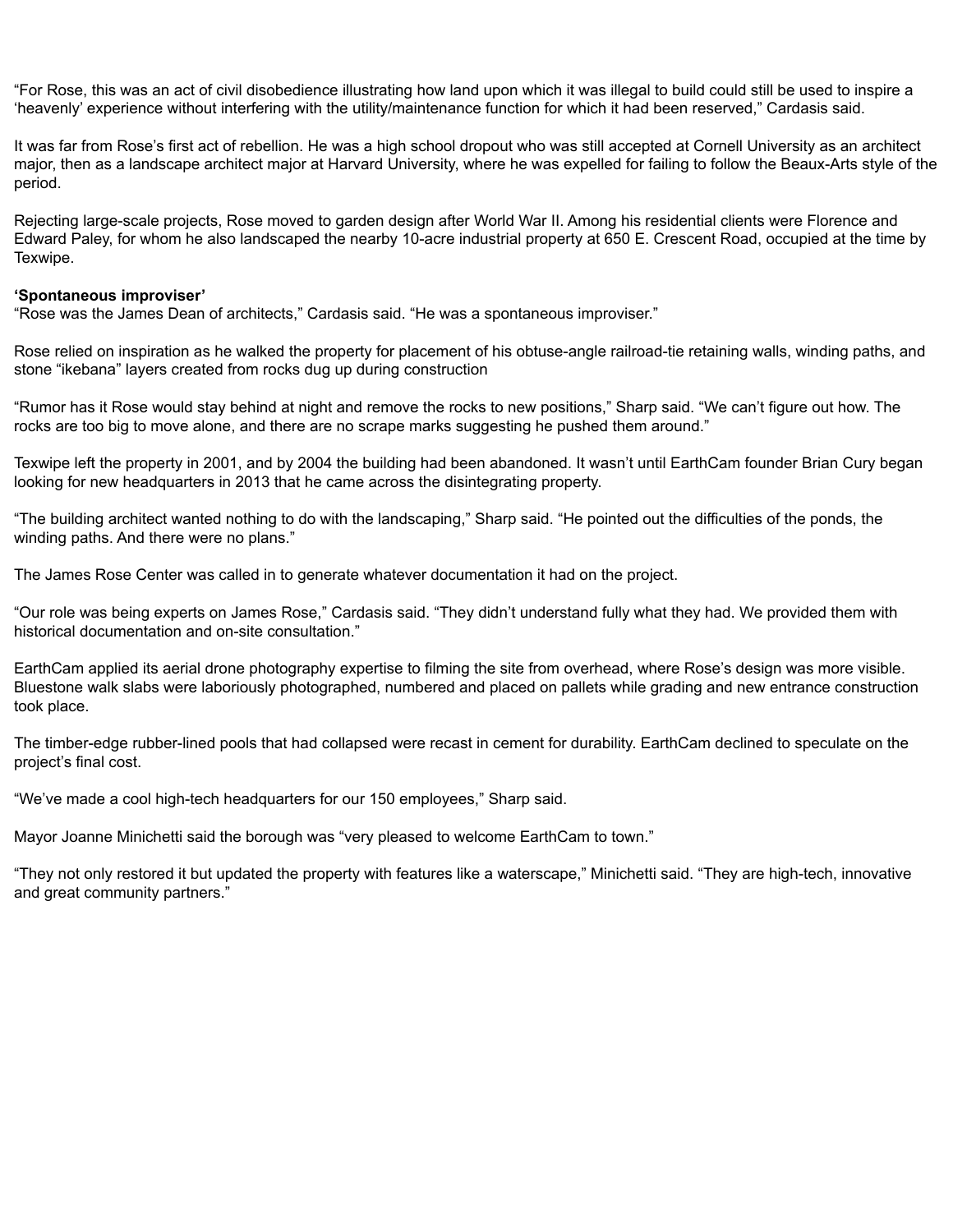“For Rose, this was an act of civil disobedience illustrating how land upon which it was illegal to build could still be used to inspire a ‘heavenly’ experience without interfering with the utility/maintenance function for which it had been reserved,” Cardasis said.

It was far from Rose’s first act of rebellion. He was a high school dropout who was still accepted at Cornell University as an architect major, then as a landscape architect major at Harvard University, where he was expelled for failing to follow the Beaux-Arts style of the period.

Rejecting large-scale projects, Rose moved to garden design after World War II. Among his residential clients were Florence and Edward Paley, for whom he also landscaped the nearby 10-acre industrial property at 650 E. Crescent Road, occupied at the time by Texwipe.

**‘Spontaneous improviser’**

“Rose was the James Dean of architects,” Cardasis said. “He was a spontaneous improviser.”

Rose relied on inspiration as he walked the property for placement of his obtuse-angle railroad-tie retaining walls, winding paths, and stone “ikebana” layers created from rocks dug up during construction

“Rumor has it Rose would stay behind at night and remove the rocks to new positions,” Sharp said. “We can’t figure out how. The rocks are too big to move alone, and there are no scrape marks suggesting he pushed them around.”

Texwipe left the property in 2001, and by 2004 the building had been abandoned. It wasn’t until EarthCam founder Brian Cury began looking for new headquarters in 2013 that he came across the disintegrating property.

“The building architect wanted nothing to do with the landscaping,” Sharp said. “He pointed out the difficulties of the ponds, the winding paths. And there were no plans.”

The James Rose Center was called in to generate whatever documentation it had on the project.

“Our role was being experts on James Rose,” Cardasis said. “They didn’t understand fully what they had. We provided them with historical documentation and on-site consultation.”

EarthCam applied its aerial drone photography expertise to filming the site from overhead, where Rose’s design was more visible. Bluestone walk slabs were laboriously photographed, numbered and placed on pallets while grading and new entrance construction took place.

The timber-edge rubber-lined pools that had collapsed were recast in cement for durability. EarthCam declined to speculate on the project’s final cost.

“We’ve made a cool high-tech headquarters for our 150 employees,” Sharp said.

Mayor Joanne Minichetti said the borough was “very pleased to welcome EarthCam to town.”

“They not only restored it but updated the property with features like a waterscape,” Minichetti said. “They are high-tech, innovative and great community partners.”